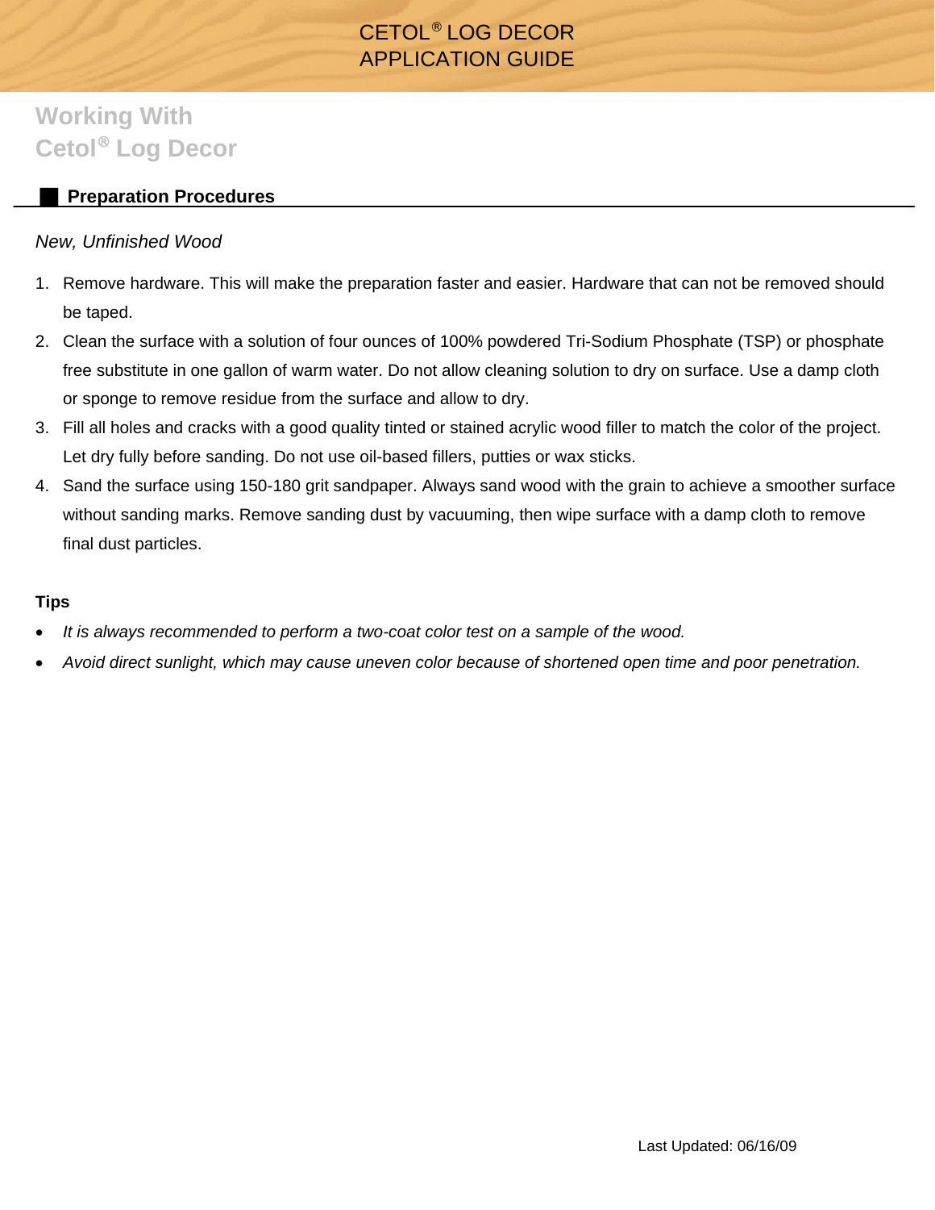# CETOL® LOG DECOR APPLICATION GUIDE

## Working With Cetol® Log Decor

### Preparation Procedures

*New, Unfinished Wood*

1. Remove hardware. This will make the preparation faster and easier. Hardware that can not be removed should be taped.
2. Clean the surface with a solution of four ounces of 100% powdered Tri-Sodium Phosphate (TSP) or phosphate free substitute in one gallon of warm water. Do not allow cleaning solution to dry on surface. Use a damp cloth or sponge to remove residue from the surface and allow to dry.
3. Fill all holes and cracks with a good quality tinted or stained acrylic wood filler to match the color of the project. Let dry fully before sanding. Do not use oil-based fillers, putties or wax sticks.
4. Sand the surface using 150-180 grit sandpaper. Always sand wood with the grain to achieve a smoother surface without sanding marks. Remove sanding dust by vacuuming, then wipe surface with a damp cloth to remove final dust particles.

**Tips**

- *It is always recommended to perform a two-coat color test on a sample of the wood.*
- *Avoid direct sunlight, which may cause uneven color because of shortened open time and poor penetration.*

Last Updated: 06/16/09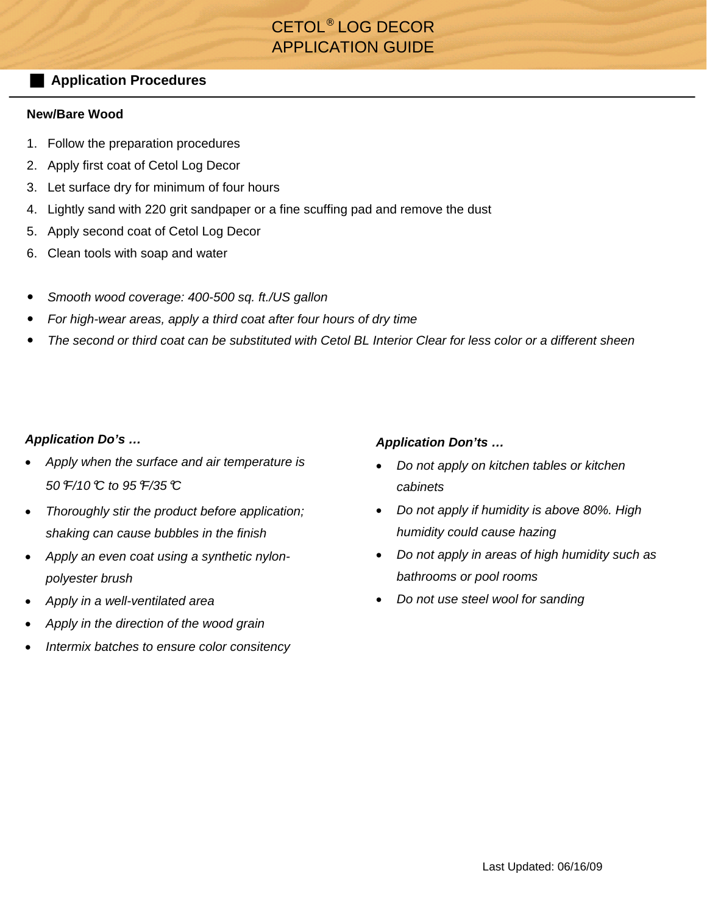# CETOL® LOG DECOR APPLICATION GUIDE

## Application Procedures

### New/Bare Wood

1. Follow the preparation procedures
2. Apply first coat of Cetol Log Decor
3. Let surface dry for minimum of four hours
4. Lightly sand with 220 grit sandpaper or a fine scuffing pad and remove the dust
5. Apply second coat of Cetol Log Decor
6. Clean tools with soap and water

- *Smooth wood coverage: 400-500 sq. ft./US gallon*
- *For high-wear areas, apply a third coat after four hours of dry time*
- *The second or third coat can be substituted with Cetol BL Interior Clear for less color or a different sheen*

### *Application Do's …*

- *Apply when the surface and air temperature is 50°F/10°C to 95°F/35°C*
- *Thoroughly stir the product before application; shaking can cause bubbles in the finish*
- *Apply an even coat using a synthetic nylon-polyester brush*
- *Apply in a well-ventilated area*
- *Apply in the direction of the wood grain*
- *Intermix batches to ensure color consitency*

### *Application Don'ts …*

- *Do not apply on kitchen tables or kitchen cabinets*
- *Do not apply if humidity is above 80%. High humidity could cause hazing*
- *Do not apply in areas of high humidity such as bathrooms or pool rooms*
- *Do not use steel wool for sanding*

Last Updated: 06/16/09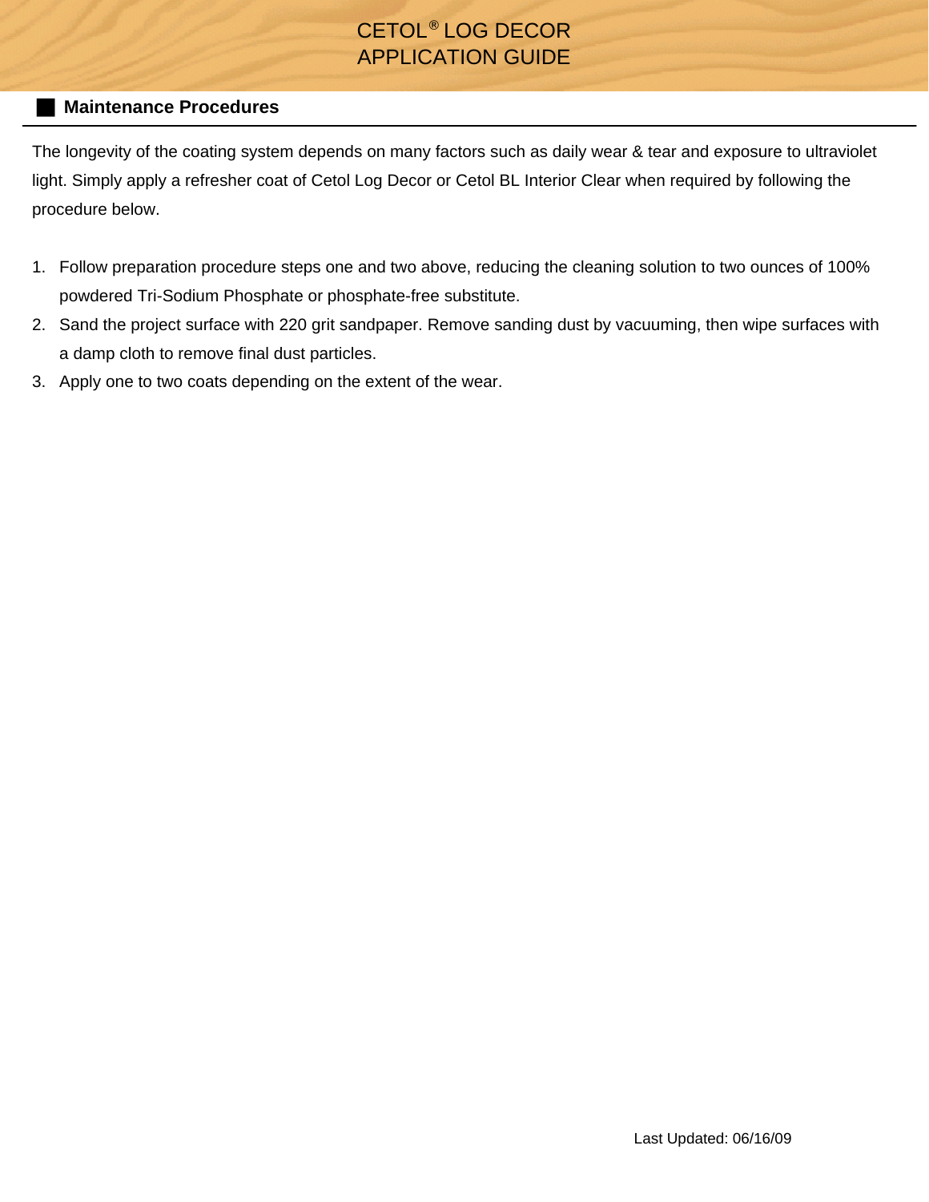## Maintenance Procedures

The longevity of the coating system depends on many factors such as daily wear & tear and exposure to ultraviolet light. Simply apply a refresher coat of Cetol Log Decor or Cetol BL Interior Clear when required by following the procedure below.

1. Follow preparation procedure steps one and two above, reducing the cleaning solution to two ounces of 100% powdered Tri-Sodium Phosphate or phosphate-free substitute.
2. Sand the project surface with 220 grit sandpaper. Remove sanding dust by vacuuming, then wipe surfaces with a damp cloth to remove final dust particles.
3. Apply one to two coats depending on the extent of the wear.

Last Updated: 06/16/09